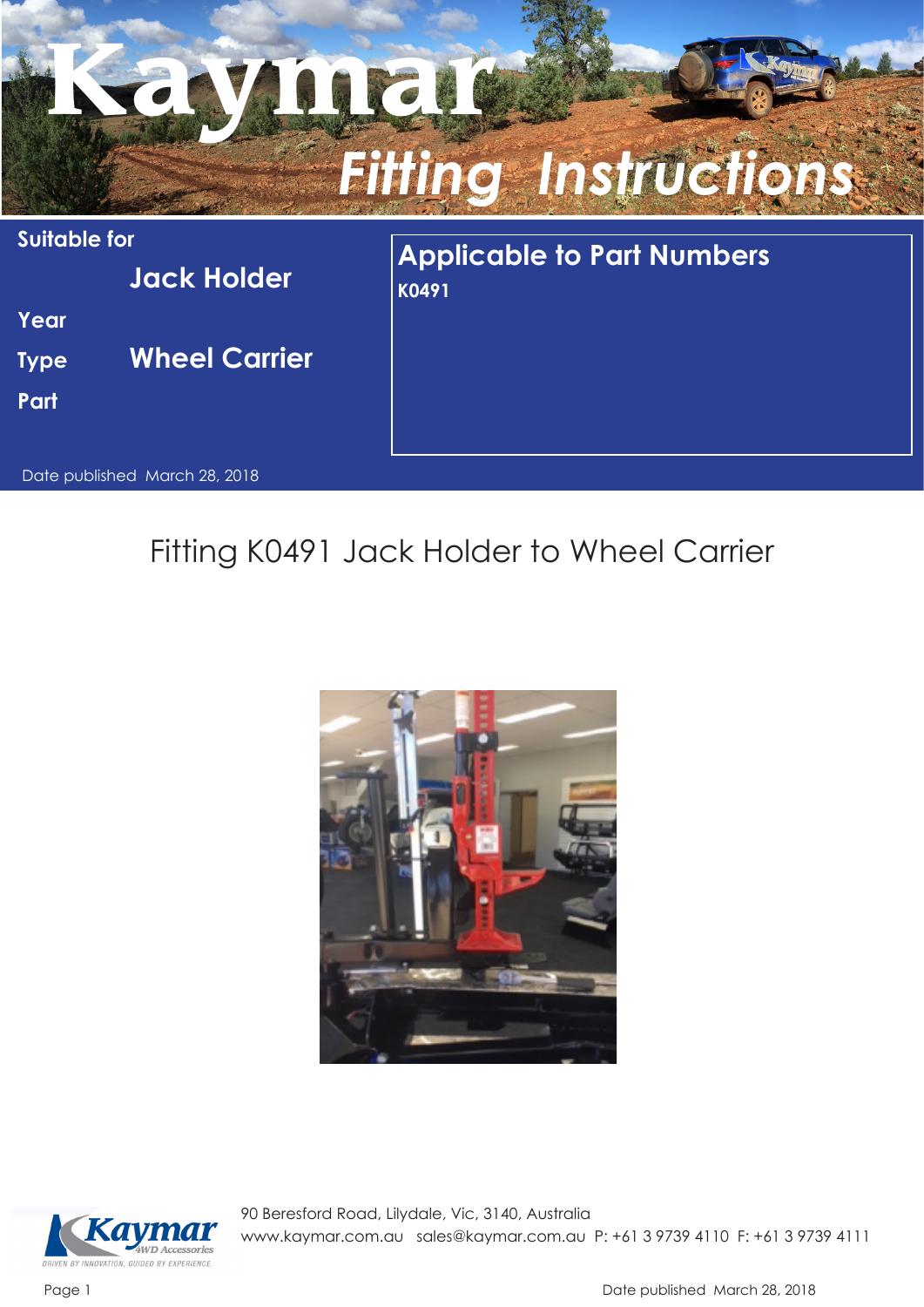# Kaymar

## Fitting Instructions

**Suitable for**

| | |
|---|---|
| | **Jack Holder** |
| **Year** | |
| **Type** | **Wheel Carrier** |
| **Part** | |

**Applicable to Part Numbers**

**K0491**

Date published March 28, 2018

## Fitting K0491 Jack Holder to Wheel Carrier

90 Beresford Road, Lilydale, Vic, 3140, Australia
www.kaymar.com.au sales@kaymar.com.au P: +61 3 9739 4110 F: +61 3 9739 4111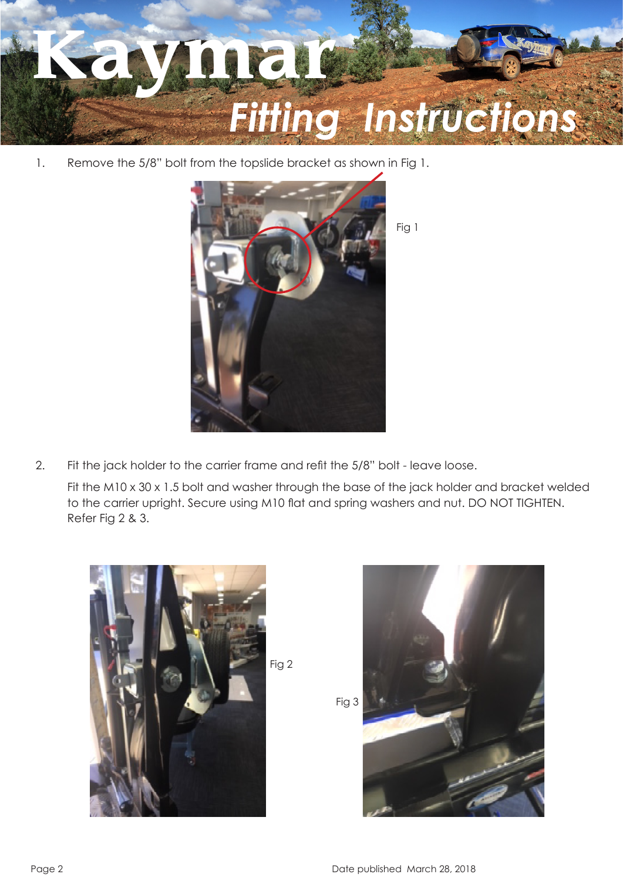# Kaymar Fitting Instructions

1. Remove the 5/8" bolt from the topslide bracket as shown in Fig 1.

Fig 1

2. Fit the jack holder to the carrier frame and refit the 5/8" bolt - leave loose.

   Fit the M10 x 30 x 1.5 bolt and washer through the base of the jack holder and bracket welded to the carrier upright. Secure using M10 flat and spring washers and nut. DO NOT TIGHTEN. Refer Fig 2 & 3.

Fig 2

Fig 3

Date published March 28, 2018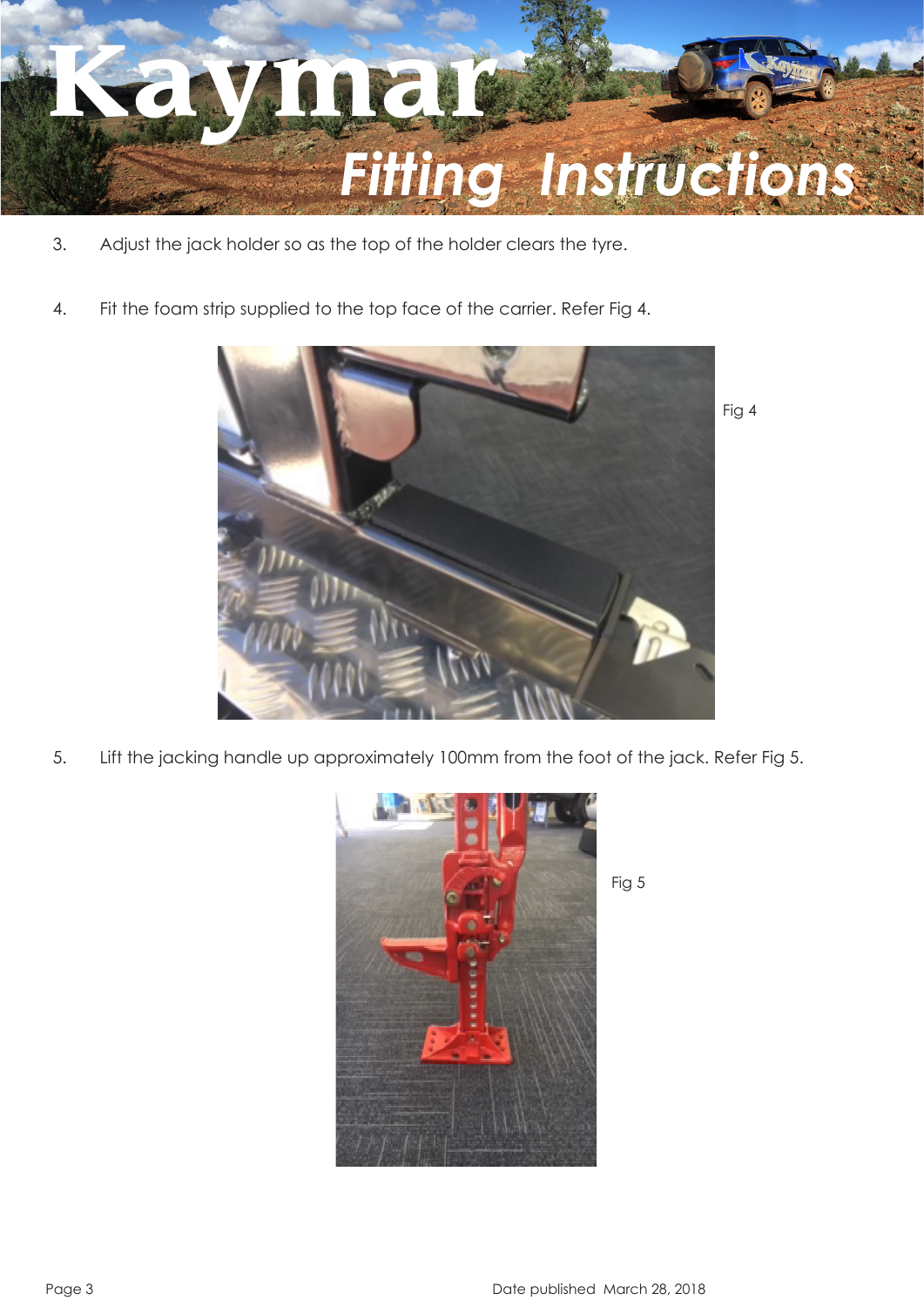3. Adjust the jack holder so as the top of the holder clears the tyre.

4. Fit the foam strip supplied to the top face of the carrier. Refer Fig 4.

Fig 4

5. Lift the jacking handle up approximately 100mm from the foot of the jack. Refer Fig 5.

Fig 5

Date published March 28, 2018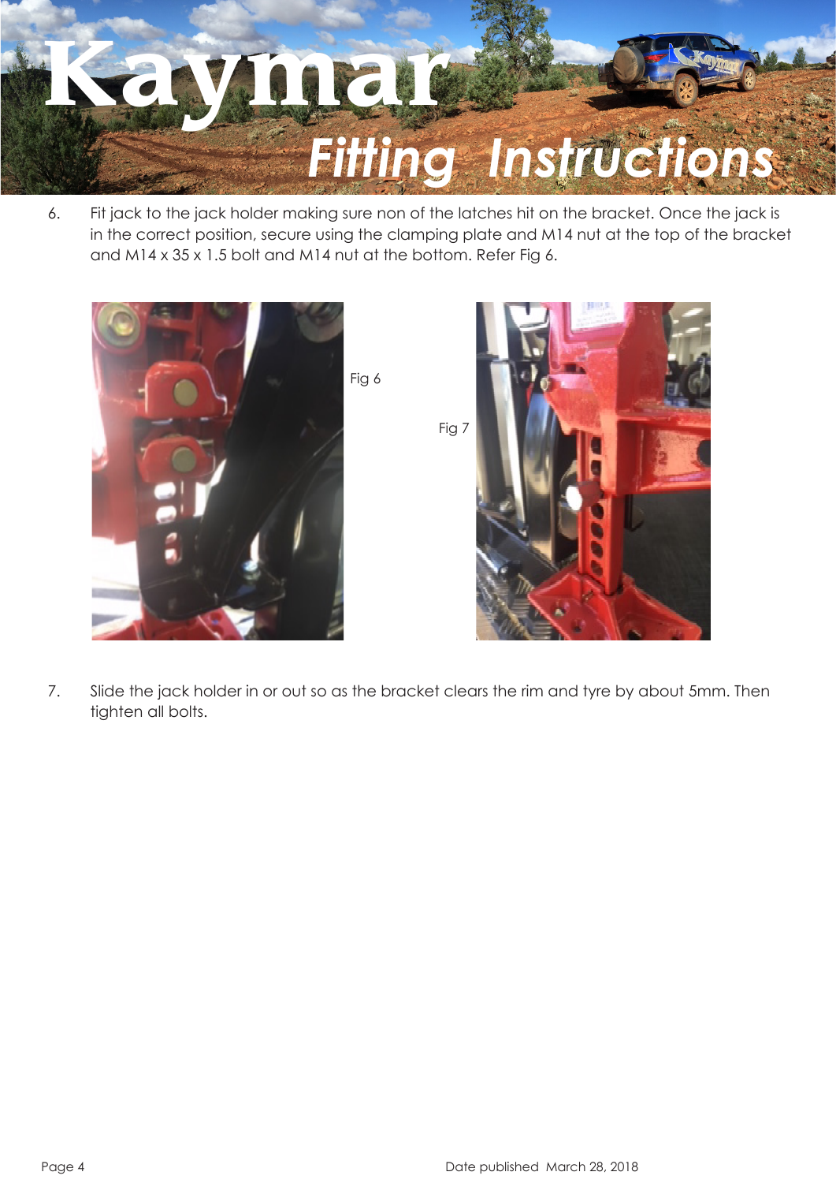# Kaymar

## Fitting Instructions

6. Fit jack to the jack holder making sure non of the latches hit on the bracket. Once the jack is in the correct position, secure using the clamping plate and M14 nut at the top of the bracket and M14 x 35 x 1.5 bolt and M14 nut at the bottom. Refer Fig 6.

Fig 6

Fig 7

7. Slide the jack holder in or out so as the bracket clears the rim and tyre by about 5mm. Then tighten all bolts.

Date published March 28, 2018